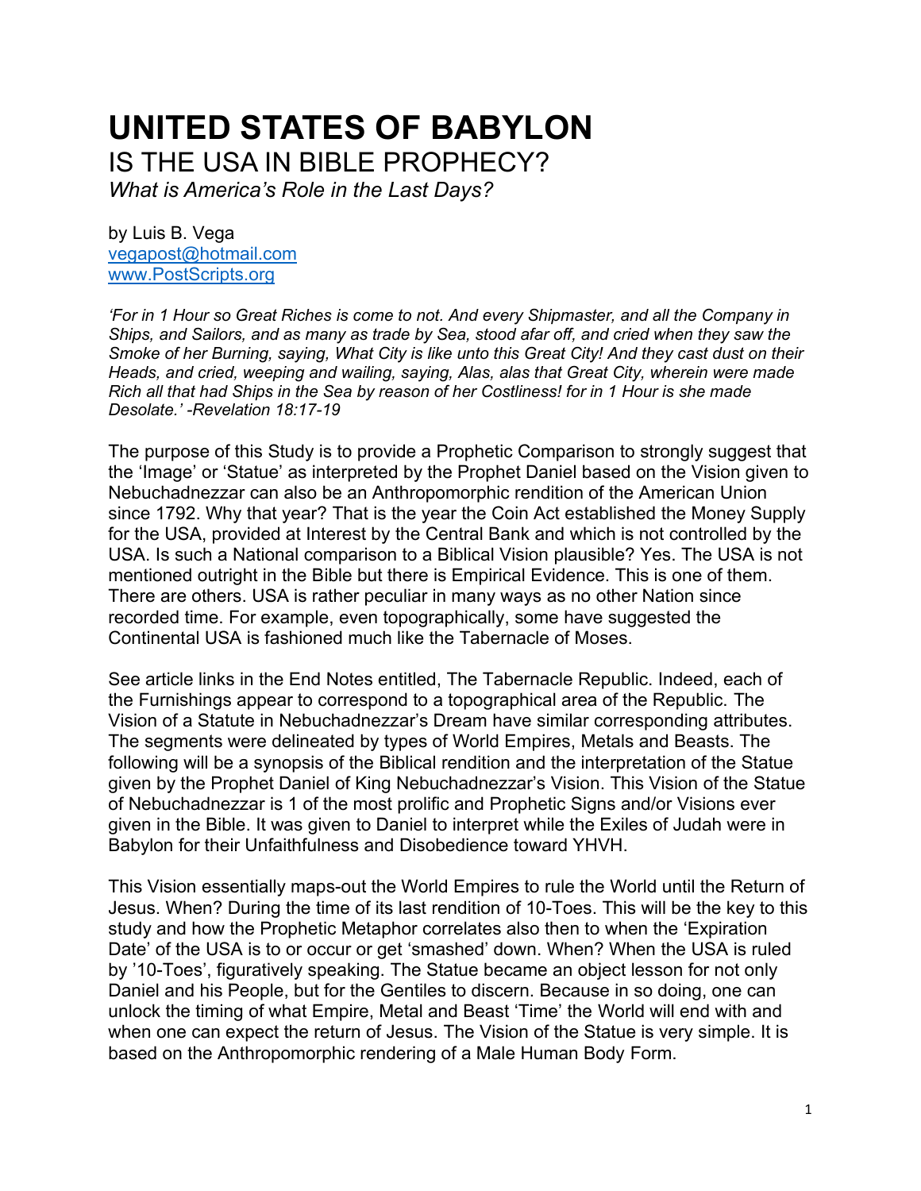# UNITED STATES OF BABYLON

## IS THE USA IN BIBLE PROPHECY?

*What is America's Role in the Last Days?*

by Luis B. Vega
vegapost@hotmail.com
www.PostScripts.org

*'For in 1 Hour so Great Riches is come to not. And every Shipmaster, and all the Company in Ships, and Sailors, and as many as trade by Sea, stood afar off, and cried when they saw the Smoke of her Burning, saying, What City is like unto this Great City! And they cast dust on their Heads, and cried, weeping and wailing, saying, Alas, alas that Great City, wherein were made Rich all that had Ships in the Sea by reason of her Costliness! for in 1 Hour is she made Desolate.' -Revelation 18:17-19*

The purpose of this Study is to provide a Prophetic Comparison to strongly suggest that the 'Image' or 'Statue' as interpreted by the Prophet Daniel based on the Vision given to Nebuchadnezzar can also be an Anthropomorphic rendition of the American Union since 1792. Why that year? That is the year the Coin Act established the Money Supply for the USA, provided at Interest by the Central Bank and which is not controlled by the USA. Is such a National comparison to a Biblical Vision plausible? Yes. The USA is not mentioned outright in the Bible but there is Empirical Evidence. This is one of them. There are others. USA is rather peculiar in many ways as no other Nation since recorded time. For example, even topographically, some have suggested the Continental USA is fashioned much like the Tabernacle of Moses.

See article links in the End Notes entitled, The Tabernacle Republic. Indeed, each of the Furnishings appear to correspond to a topographical area of the Republic. The Vision of a Statute in Nebuchadnezzar's Dream have similar corresponding attributes. The segments were delineated by types of World Empires, Metals and Beasts. The following will be a synopsis of the Biblical rendition and the interpretation of the Statue given by the Prophet Daniel of King Nebuchadnezzar's Vision. This Vision of the Statue of Nebuchadnezzar is 1 of the most prolific and Prophetic Signs and/or Visions ever given in the Bible. It was given to Daniel to interpret while the Exiles of Judah were in Babylon for their Unfaithfulness and Disobedience toward YHVH.

This Vision essentially maps-out the World Empires to rule the World until the Return of Jesus. When? During the time of its last rendition of 10-Toes. This will be the key to this study and how the Prophetic Metaphor correlates also then to when the 'Expiration Date' of the USA is to or occur or get 'smashed' down. When? When the USA is ruled by '10-Toes', figuratively speaking. The Statue became an object lesson for not only Daniel and his People, but for the Gentiles to discern. Because in so doing, one can unlock the timing of what Empire, Metal and Beast 'Time' the World will end with and when one can expect the return of Jesus. The Vision of the Statue is very simple. It is based on the Anthropomorphic rendering of a Male Human Body Form.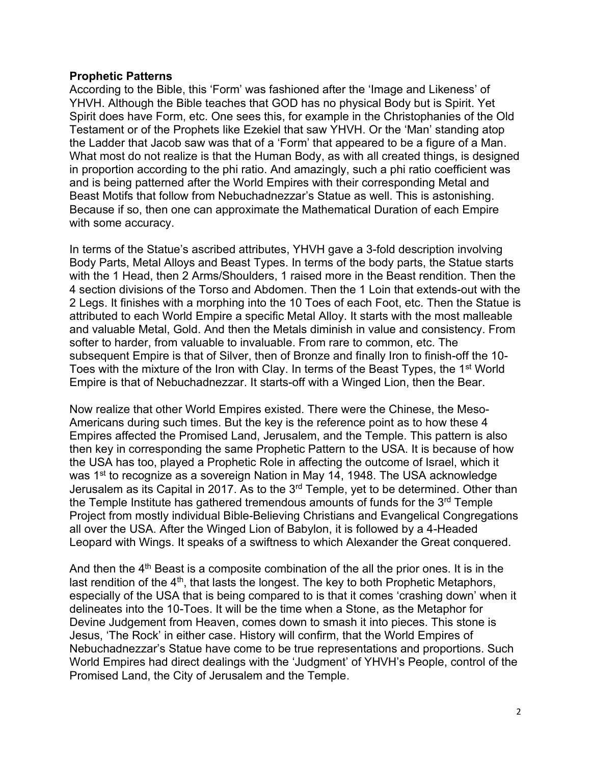**Prophetic Patterns**

According to the Bible, this 'Form' was fashioned after the 'Image and Likeness' of YHVH. Although the Bible teaches that GOD has no physical Body but is Spirit. Yet Spirit does have Form, etc. One sees this, for example in the Christophanies of the Old Testament or of the Prophets like Ezekiel that saw YHVH. Or the 'Man' standing atop the Ladder that Jacob saw was that of a 'Form' that appeared to be a figure of a Man. What most do not realize is that the Human Body, as with all created things, is designed in proportion according to the phi ratio. And amazingly, such a phi ratio coefficient was and is being patterned after the World Empires with their corresponding Metal and Beast Motifs that follow from Nebuchadnezzar's Statue as well. This is astonishing. Because if so, then one can approximate the Mathematical Duration of each Empire with some accuracy.

In terms of the Statue's ascribed attributes, YHVH gave a 3-fold description involving Body Parts, Metal Alloys and Beast Types. In terms of the body parts, the Statue starts with the 1 Head, then 2 Arms/Shoulders, 1 raised more in the Beast rendition. Then the 4 section divisions of the Torso and Abdomen. Then the 1 Loin that extends-out with the 2 Legs. It finishes with a morphing into the 10 Toes of each Foot, etc. Then the Statue is attributed to each World Empire a specific Metal Alloy. It starts with the most malleable and valuable Metal, Gold. And then the Metals diminish in value and consistency. From softer to harder, from valuable to invaluable. From rare to common, etc. The subsequent Empire is that of Silver, then of Bronze and finally Iron to finish-off the 10-Toes with the mixture of the Iron with Clay. In terms of the Beast Types, the 1st World Empire is that of Nebuchadnezzar. It starts-off with a Winged Lion, then the Bear.

Now realize that other World Empires existed. There were the Chinese, the Meso-Americans during such times. But the key is the reference point as to how these 4 Empires affected the Promised Land, Jerusalem, and the Temple. This pattern is also then key in corresponding the same Prophetic Pattern to the USA. It is because of how the USA has too, played a Prophetic Role in affecting the outcome of Israel, which it was 1st to recognize as a sovereign Nation in May 14, 1948. The USA acknowledge Jerusalem as its Capital in 2017. As to the 3rd Temple, yet to be determined. Other than the Temple Institute has gathered tremendous amounts of funds for the 3rd Temple Project from mostly individual Bible-Believing Christians and Evangelical Congregations all over the USA. After the Winged Lion of Babylon, it is followed by a 4-Headed Leopard with Wings. It speaks of a swiftness to which Alexander the Great conquered.

And then the 4th Beast is a composite combination of the all the prior ones. It is in the last rendition of the 4th, that lasts the longest. The key to both Prophetic Metaphors, especially of the USA that is being compared to is that it comes 'crashing down' when it delineates into the 10-Toes. It will be the time when a Stone, as the Metaphor for Devine Judgement from Heaven, comes down to smash it into pieces. This stone is Jesus, 'The Rock' in either case. History will confirm, that the World Empires of Nebuchadnezzar's Statue have come to be true representations and proportions. Such World Empires had direct dealings with the 'Judgment' of YHVH's People, control of the Promised Land, the City of Jerusalem and the Temple.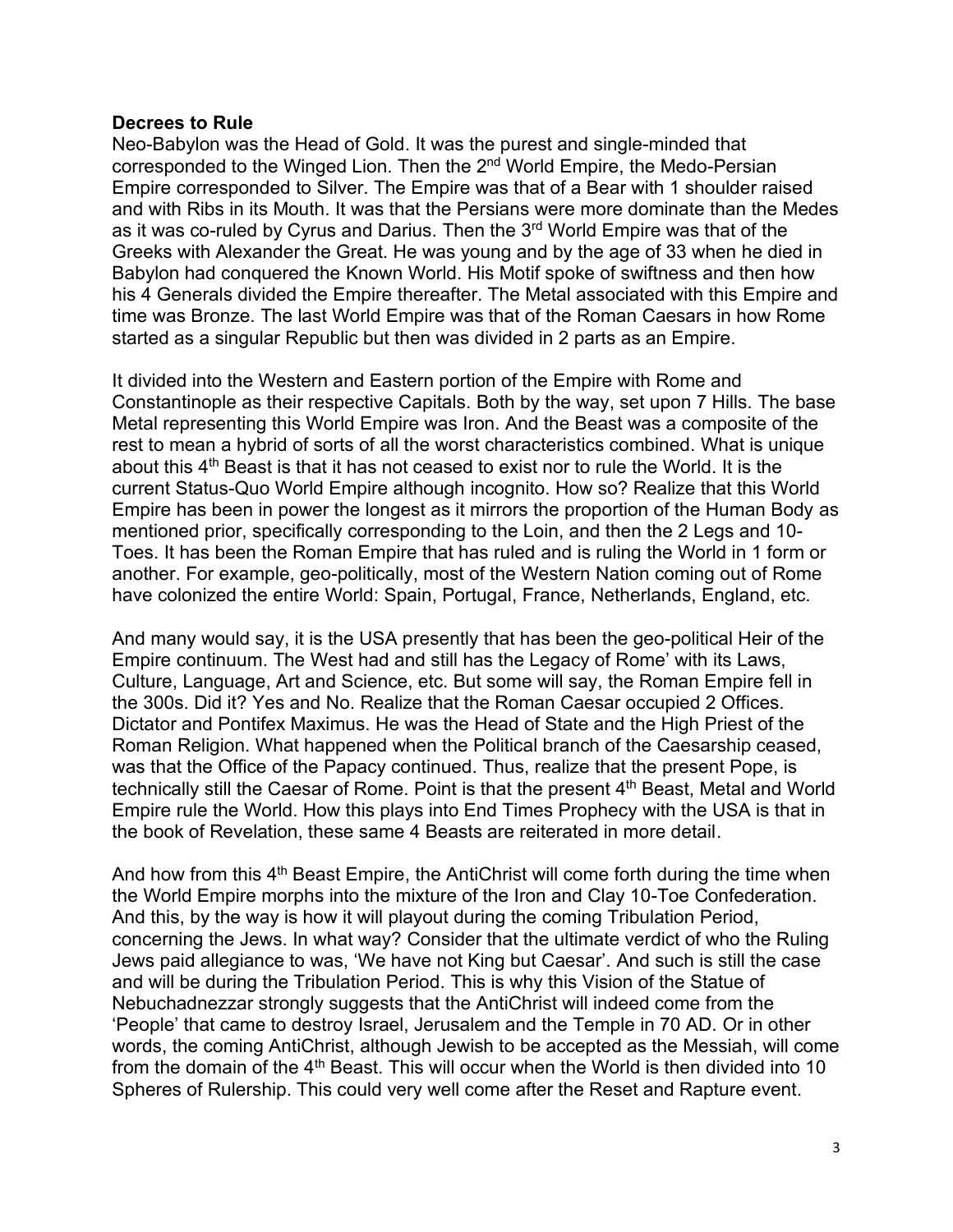**Decrees to Rule**
Neo-Babylon was the Head of Gold. It was the purest and single-minded that corresponded to the Winged Lion. Then the 2nd World Empire, the Medo-Persian Empire corresponded to Silver. The Empire was that of a Bear with 1 shoulder raised and with Ribs in its Mouth. It was that the Persians were more dominate than the Medes as it was co-ruled by Cyrus and Darius. Then the 3rd World Empire was that of the Greeks with Alexander the Great. He was young and by the age of 33 when he died in Babylon had conquered the Known World. His Motif spoke of swiftness and then how his 4 Generals divided the Empire thereafter. The Metal associated with this Empire and time was Bronze. The last World Empire was that of the Roman Caesars in how Rome started as a singular Republic but then was divided in 2 parts as an Empire.

It divided into the Western and Eastern portion of the Empire with Rome and Constantinople as their respective Capitals. Both by the way, set upon 7 Hills. The base Metal representing this World Empire was Iron. And the Beast was a composite of the rest to mean a hybrid of sorts of all the worst characteristics combined. What is unique about this 4th Beast is that it has not ceased to exist nor to rule the World. It is the current Status-Quo World Empire although incognito. How so? Realize that this World Empire has been in power the longest as it mirrors the proportion of the Human Body as mentioned prior, specifically corresponding to the Loin, and then the 2 Legs and 10-Toes. It has been the Roman Empire that has ruled and is ruling the World in 1 form or another. For example, geo-politically, most of the Western Nation coming out of Rome have colonized the entire World: Spain, Portugal, France, Netherlands, England, etc.

And many would say, it is the USA presently that has been the geo-political Heir of the Empire continuum. The West had and still has the Legacy of Rome' with its Laws, Culture, Language, Art and Science, etc. But some will say, the Roman Empire fell in the 300s. Did it? Yes and No. Realize that the Roman Caesar occupied 2 Offices. Dictator and Pontifex Maximus. He was the Head of State and the High Priest of the Roman Religion. What happened when the Political branch of the Caesarship ceased, was that the Office of the Papacy continued. Thus, realize that the present Pope, is technically still the Caesar of Rome. Point is that the present 4th Beast, Metal and World Empire rule the World. How this plays into End Times Prophecy with the USA is that in the book of Revelation, these same 4 Beasts are reiterated in more detail.

And how from this 4th Beast Empire, the AntiChrist will come forth during the time when the World Empire morphs into the mixture of the Iron and Clay 10-Toe Confederation. And this, by the way is how it will playout during the coming Tribulation Period, concerning the Jews. In what way? Consider that the ultimate verdict of who the Ruling Jews paid allegiance to was, 'We have not King but Caesar'. And such is still the case and will be during the Tribulation Period. This is why this Vision of the Statue of Nebuchadnezzar strongly suggests that the AntiChrist will indeed come from the 'People' that came to destroy Israel, Jerusalem and the Temple in 70 AD. Or in other words, the coming AntiChrist, although Jewish to be accepted as the Messiah, will come from the domain of the 4th Beast. This will occur when the World is then divided into 10 Spheres of Rulership. This could very well come after the Reset and Rapture event.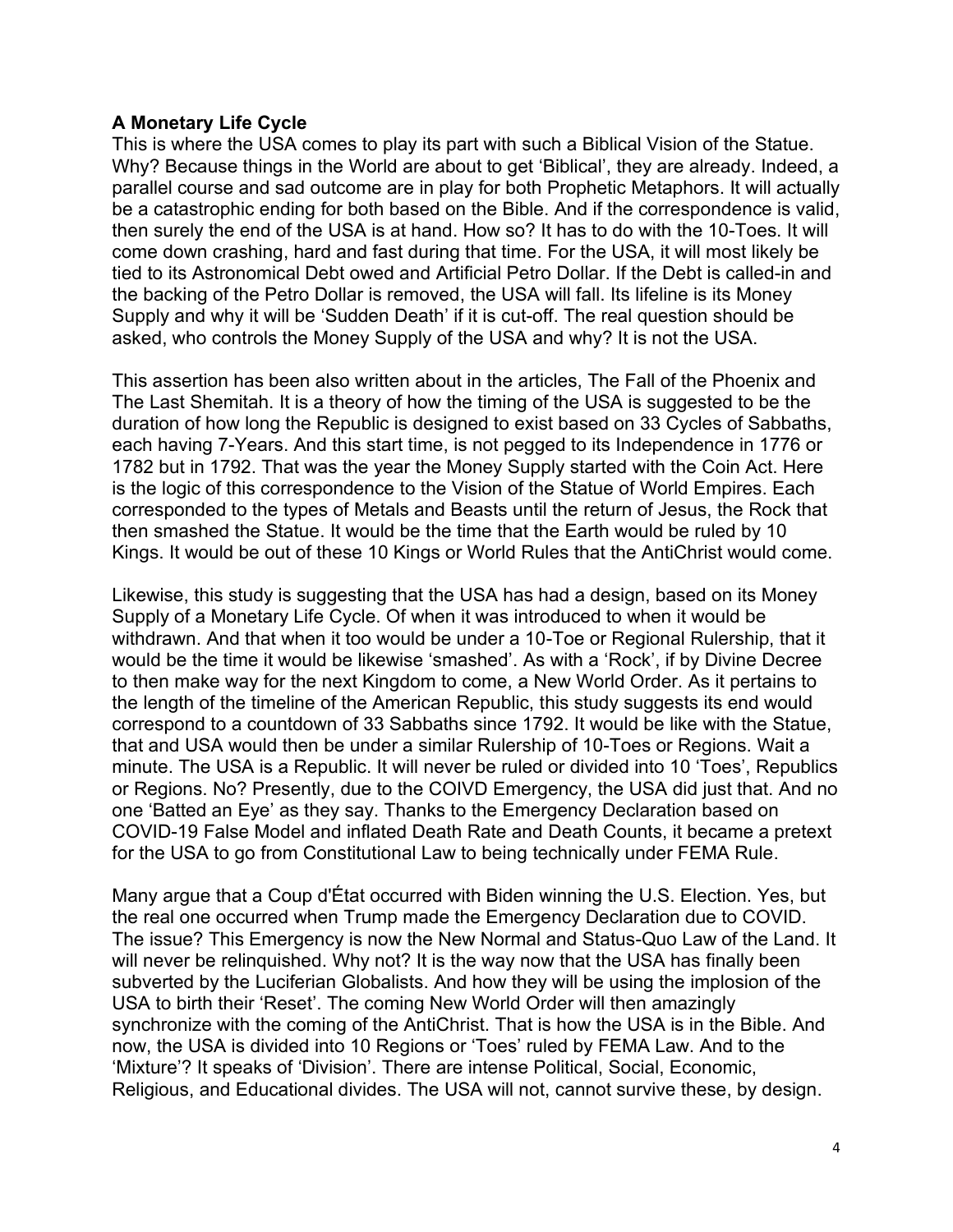**A Monetary Life Cycle**

This is where the USA comes to play its part with such a Biblical Vision of the Statue. Why? Because things in the World are about to get 'Biblical', they are already. Indeed, a parallel course and sad outcome are in play for both Prophetic Metaphors. It will actually be a catastrophic ending for both based on the Bible. And if the correspondence is valid, then surely the end of the USA is at hand. How so? It has to do with the 10-Toes. It will come down crashing, hard and fast during that time. For the USA, it will most likely be tied to its Astronomical Debt owed and Artificial Petro Dollar. If the Debt is called-in and the backing of the Petro Dollar is removed, the USA will fall. Its lifeline is its Money Supply and why it will be 'Sudden Death' if it is cut-off. The real question should be asked, who controls the Money Supply of the USA and why? It is not the USA.

This assertion has been also written about in the articles, The Fall of the Phoenix and The Last Shemitah. It is a theory of how the timing of the USA is suggested to be the duration of how long the Republic is designed to exist based on 33 Cycles of Sabbaths, each having 7-Years. And this start time, is not pegged to its Independence in 1776 or 1782 but in 1792. That was the year the Money Supply started with the Coin Act. Here is the logic of this correspondence to the Vision of the Statue of World Empires. Each corresponded to the types of Metals and Beasts until the return of Jesus, the Rock that then smashed the Statue. It would be the time that the Earth would be ruled by 10 Kings. It would be out of these 10 Kings or World Rules that the AntiChrist would come.

Likewise, this study is suggesting that the USA has had a design, based on its Money Supply of a Monetary Life Cycle. Of when it was introduced to when it would be withdrawn. And that when it too would be under a 10-Toe or Regional Rulership, that it would be the time it would be likewise 'smashed'. As with a 'Rock', if by Divine Decree to then make way for the next Kingdom to come, a New World Order. As it pertains to the length of the timeline of the American Republic, this study suggests its end would correspond to a countdown of 33 Sabbaths since 1792. It would be like with the Statue, that and USA would then be under a similar Rulership of 10-Toes or Regions. Wait a minute. The USA is a Republic. It will never be ruled or divided into 10 'Toes', Republics or Regions. No? Presently, due to the COIVD Emergency, the USA did just that. And no one 'Batted an Eye' as they say. Thanks to the Emergency Declaration based on COVID-19 False Model and inflated Death Rate and Death Counts, it became a pretext for the USA to go from Constitutional Law to being technically under FEMA Rule.

Many argue that a Coup d'État occurred with Biden winning the U.S. Election. Yes, but the real one occurred when Trump made the Emergency Declaration due to COVID. The issue? This Emergency is now the New Normal and Status-Quo Law of the Land. It will never be relinquished. Why not? It is the way now that the USA has finally been subverted by the Luciferian Globalists. And how they will be using the implosion of the USA to birth their 'Reset'. The coming New World Order will then amazingly synchronize with the coming of the AntiChrist. That is how the USA is in the Bible. And now, the USA is divided into 10 Regions or 'Toes' ruled by FEMA Law. And to the 'Mixture'? It speaks of 'Division'. There are intense Political, Social, Economic, Religious, and Educational divides. The USA will not, cannot survive these, by design.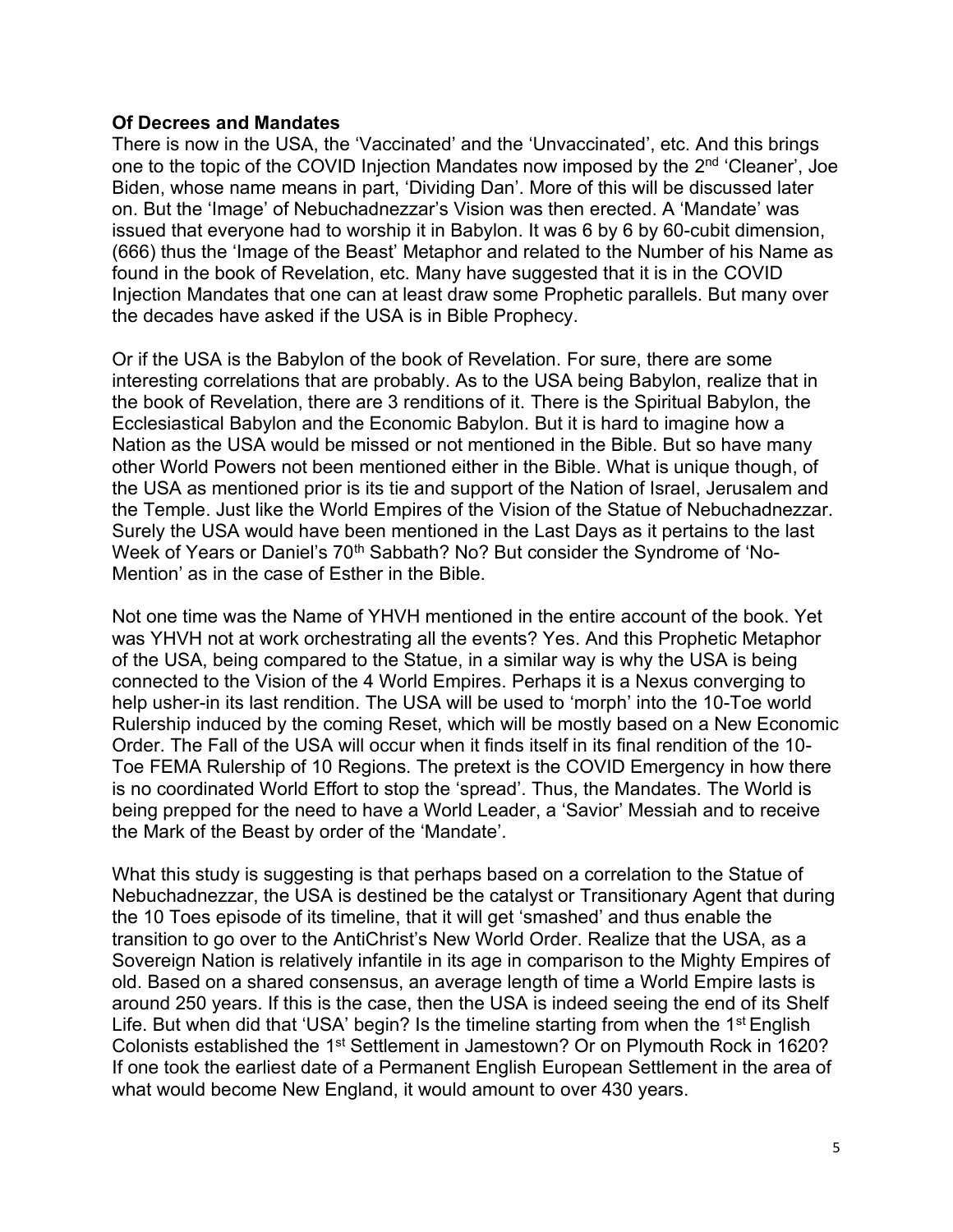**Of Decrees and Mandates**

There is now in the USA, the 'Vaccinated' and the 'Unvaccinated', etc. And this brings one to the topic of the COVID Injection Mandates now imposed by the 2nd 'Cleaner', Joe Biden, whose name means in part, 'Dividing Dan'. More of this will be discussed later on. But the 'Image' of Nebuchadnezzar's Vision was then erected. A 'Mandate' was issued that everyone had to worship it in Babylon. It was 6 by 6 by 60-cubit dimension, (666) thus the 'Image of the Beast' Metaphor and related to the Number of his Name as found in the book of Revelation, etc. Many have suggested that it is in the COVID Injection Mandates that one can at least draw some Prophetic parallels. But many over the decades have asked if the USA is in Bible Prophecy.

Or if the USA is the Babylon of the book of Revelation. For sure, there are some interesting correlations that are probably. As to the USA being Babylon, realize that in the book of Revelation, there are 3 renditions of it. There is the Spiritual Babylon, the Ecclesiastical Babylon and the Economic Babylon. But it is hard to imagine how a Nation as the USA would be missed or not mentioned in the Bible. But so have many other World Powers not been mentioned either in the Bible. What is unique though, of the USA as mentioned prior is its tie and support of the Nation of Israel, Jerusalem and the Temple. Just like the World Empires of the Vision of the Statue of Nebuchadnezzar. Surely the USA would have been mentioned in the Last Days as it pertains to the last Week of Years or Daniel's 70th Sabbath? No? But consider the Syndrome of 'No-Mention' as in the case of Esther in the Bible.

Not one time was the Name of YHVH mentioned in the entire account of the book. Yet was YHVH not at work orchestrating all the events? Yes. And this Prophetic Metaphor of the USA, being compared to the Statue, in a similar way is why the USA is being connected to the Vision of the 4 World Empires. Perhaps it is a Nexus converging to help usher-in its last rendition. The USA will be used to 'morph' into the 10-Toe world Rulership induced by the coming Reset, which will be mostly based on a New Economic Order. The Fall of the USA will occur when it finds itself in its final rendition of the 10-Toe FEMA Rulership of 10 Regions. The pretext is the COVID Emergency in how there is no coordinated World Effort to stop the 'spread'. Thus, the Mandates. The World is being prepped for the need to have a World Leader, a 'Savior' Messiah and to receive the Mark of the Beast by order of the 'Mandate'.

What this study is suggesting is that perhaps based on a correlation to the Statue of Nebuchadnezzar, the USA is destined be the catalyst or Transitionary Agent that during the 10 Toes episode of its timeline, that it will get 'smashed' and thus enable the transition to go over to the AntiChrist's New World Order. Realize that the USA, as a Sovereign Nation is relatively infantile in its age in comparison to the Mighty Empires of old. Based on a shared consensus, an average length of time a World Empire lasts is around 250 years. If this is the case, then the USA is indeed seeing the end of its Shelf Life. But when did that 'USA' begin? Is the timeline starting from when the 1st English Colonists established the 1st Settlement in Jamestown? Or on Plymouth Rock in 1620? If one took the earliest date of a Permanent English European Settlement in the area of what would become New England, it would amount to over 430 years.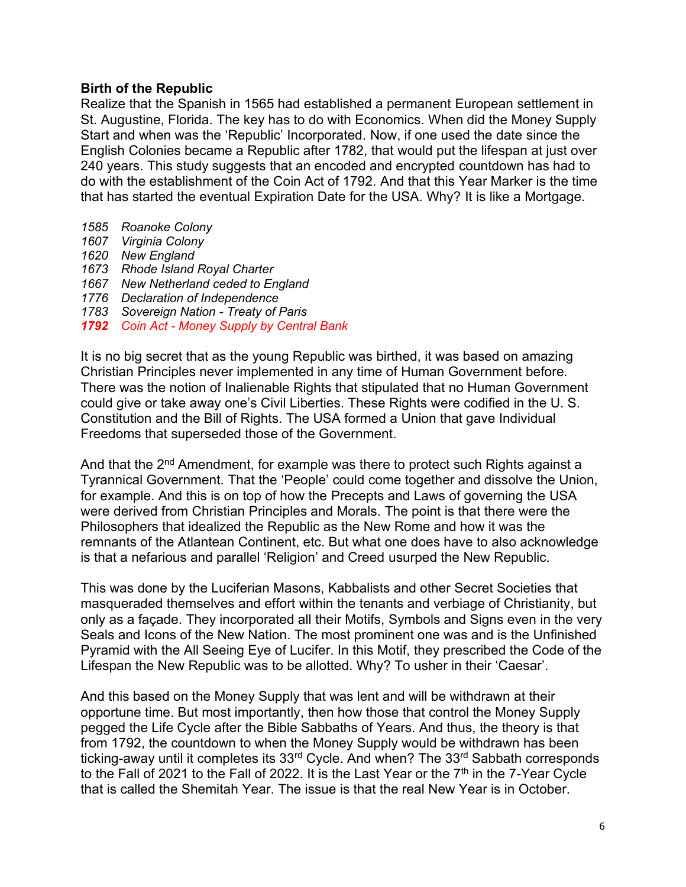**Birth of the Republic**

Realize that the Spanish in 1565 had established a permanent European settlement in St. Augustine, Florida. The key has to do with Economics. When did the Money Supply Start and when was the 'Republic' Incorporated. Now, if one used the date since the English Colonies became a Republic after 1782, that would put the lifespan at just over 240 years. This study suggests that an encoded and encrypted countdown has had to do with the establishment of the Coin Act of 1792. And that this Year Marker is the time that has started the eventual Expiration Date for the USA. Why? It is like a Mortgage.

*1585 Roanoke Colony*
*1607 Virginia Colony*
*1620 New England*
*1673 Rhode Island Royal Charter*
*1667 New Netherland ceded to England*
*1776 Declaration of Independence*
*1783 Sovereign Nation - Treaty of Paris*
***1792** Coin Act - Money Supply by Central Bank*

It is no big secret that as the young Republic was birthed, it was based on amazing Christian Principles never implemented in any time of Human Government before. There was the notion of Inalienable Rights that stipulated that no Human Government could give or take away one's Civil Liberties. These Rights were codified in the U. S. Constitution and the Bill of Rights. The USA formed a Union that gave Individual Freedoms that superseded those of the Government.

And that the 2nd Amendment, for example was there to protect such Rights against a Tyrannical Government. That the 'People' could come together and dissolve the Union, for example. And this is on top of how the Precepts and Laws of governing the USA were derived from Christian Principles and Morals. The point is that there were the Philosophers that idealized the Republic as the New Rome and how it was the remnants of the Atlantean Continent, etc. But what one does have to also acknowledge is that a nefarious and parallel 'Religion' and Creed usurped the New Republic.

This was done by the Luciferian Masons, Kabbalists and other Secret Societies that masqueraded themselves and effort within the tenants and verbiage of Christianity, but only as a façade. They incorporated all their Motifs, Symbols and Signs even in the very Seals and Icons of the New Nation. The most prominent one was and is the Unfinished Pyramid with the All Seeing Eye of Lucifer. In this Motif, they prescribed the Code of the Lifespan the New Republic was to be allotted. Why? To usher in their 'Caesar'.

And this based on the Money Supply that was lent and will be withdrawn at their opportune time. But most importantly, then how those that control the Money Supply pegged the Life Cycle after the Bible Sabbaths of Years. And thus, the theory is that from 1792, the countdown to when the Money Supply would be withdrawn has been ticking-away until it completes its 33rd Cycle. And when? The 33rd Sabbath corresponds to the Fall of 2021 to the Fall of 2022. It is the Last Year or the 7th in the 7-Year Cycle that is called the Shemitah Year. The issue is that the real New Year is in October.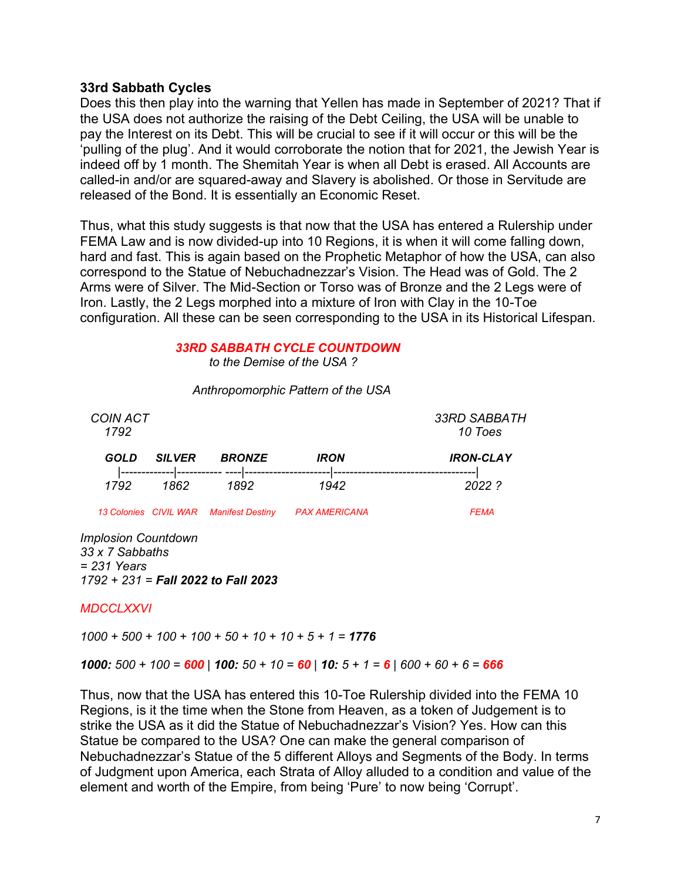### 33rd Sabbath Cycles

Does this then play into the warning that Yellen has made in September of 2021? That if the USA does not authorize the raising of the Debt Ceiling, the USA will be unable to pay the Interest on its Debt. This will be crucial to see if it will occur or this will be the 'pulling of the plug'. And it would corroborate the notion that for 2021, the Jewish Year is indeed off by 1 month. The Shemitah Year is when all Debt is erased. All Accounts are called-in and/or are squared-away and Slavery is abolished. Or those in Servitude are released of the Bond. It is essentially an Economic Reset.

Thus, what this study suggests is that now that the USA has entered a Rulership under FEMA Law and is now divided-up into 10 Regions, it is when it will come falling down, hard and fast. This is again based on the Prophetic Metaphor of how the USA, can also correspond to the Statue of Nebuchadnezzar's Vision. The Head was of Gold. The 2 Arms were of Silver. The Mid-Section or Torso was of Bronze and the 2 Legs were of Iron. Lastly, the 2 Legs morphed into a mixture of Iron with Clay in the 10-Toe configuration. All these can be seen corresponding to the USA in its Historical Lifespan.

***33RD SABBATH CYCLE COUNTDOWN***
*to the Demise of the USA ?*

*Anthropomorphic Pattern of the USA*

| *COIN ACT 1792* | | | | *33RD SABBATH 10 Toes* |
|---|---|---|---|---|
| ***GOLD*** | ***SILVER*** | ***BRONZE*** | ***IRON*** | ***IRON-CLAY*** |
| *1792* | *1862* | *1892* | *1942* | *2022 ?* |
| *13 Colonies* | *CIVIL WAR* | *Manifest Destiny* | *PAX AMERICANA* | *FEMA* |

*Implosion Countdown*
*33 x 7 Sabbaths*
*= 231 Years*
*1792 + 231 =* ***Fall 2022 to Fall 2023***

*MDCCLXXVI*

*1000 + 500 + 100 + 100 + 50 + 10 + 10 + 5 + 1 =* ***1776***

***1000:*** *500 + 100 =* ***600*** | ***100:*** *50 + 10 =* ***60*** | ***10:*** *5 + 1 =* ***6*** | *600 + 60 + 6 =* ***666***

Thus, now that the USA has entered this 10-Toe Rulership divided into the FEMA 10 Regions, is it the time when the Stone from Heaven, as a token of Judgement is to strike the USA as it did the Statue of Nebuchadnezzar's Vision? Yes. How can this Statue be compared to the USA? One can make the general comparison of Nebuchadnezzar's Statue of the 5 different Alloys and Segments of the Body. In terms of Judgment upon America, each Strata of Alloy alluded to a condition and value of the element and worth of the Empire, from being 'Pure' to now being 'Corrupt'.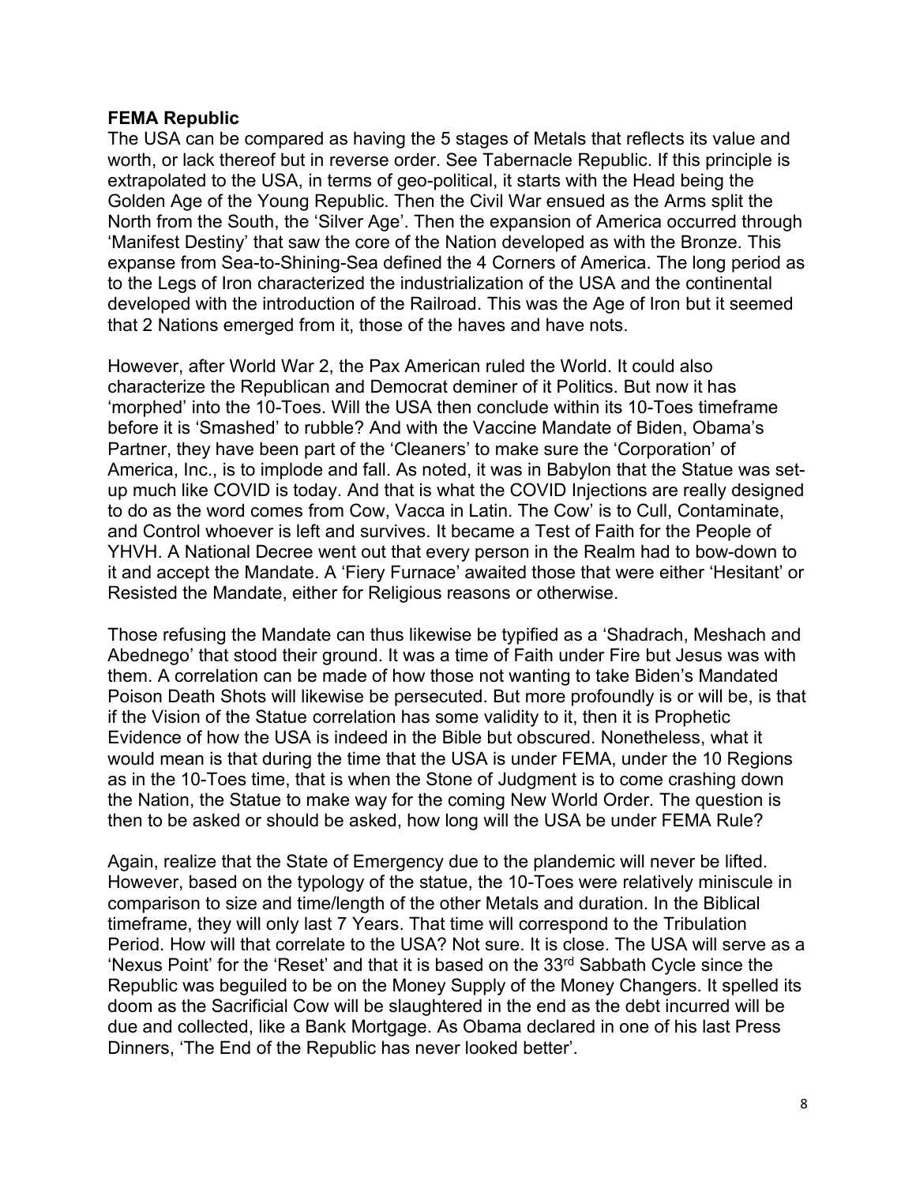**FEMA Republic**

The USA can be compared as having the 5 stages of Metals that reflects its value and worth, or lack thereof but in reverse order. See Tabernacle Republic. If this principle is extrapolated to the USA, in terms of geo-political, it starts with the Head being the Golden Age of the Young Republic. Then the Civil War ensued as the Arms split the North from the South, the 'Silver Age'. Then the expansion of America occurred through 'Manifest Destiny' that saw the core of the Nation developed as with the Bronze. This expanse from Sea-to-Shining-Sea defined the 4 Corners of America. The long period as to the Legs of Iron characterized the industrialization of the USA and the continental developed with the introduction of the Railroad. This was the Age of Iron but it seemed that 2 Nations emerged from it, those of the haves and have nots.

However, after World War 2, the Pax American ruled the World. It could also characterize the Republican and Democrat deminer of it Politics. But now it has 'morphed' into the 10-Toes. Will the USA then conclude within its 10-Toes timeframe before it is 'Smashed' to rubble? And with the Vaccine Mandate of Biden, Obama's Partner, they have been part of the 'Cleaners' to make sure the 'Corporation' of America, Inc., is to implode and fall. As noted, it was in Babylon that the Statue was set-up much like COVID is today. And that is what the COVID Injections are really designed to do as the word comes from Cow, Vacca in Latin. The Cow' is to Cull, Contaminate, and Control whoever is left and survives. It became a Test of Faith for the People of YHVH. A National Decree went out that every person in the Realm had to bow-down to it and accept the Mandate. A 'Fiery Furnace' awaited those that were either 'Hesitant' or Resisted the Mandate, either for Religious reasons or otherwise.

Those refusing the Mandate can thus likewise be typified as a 'Shadrach, Meshach and Abednego' that stood their ground. It was a time of Faith under Fire but Jesus was with them. A correlation can be made of how those not wanting to take Biden's Mandated Poison Death Shots will likewise be persecuted. But more profoundly is or will be, is that if the Vision of the Statue correlation has some validity to it, then it is Prophetic Evidence of how the USA is indeed in the Bible but obscured. Nonetheless, what it would mean is that during the time that the USA is under FEMA, under the 10 Regions as in the 10-Toes time, that is when the Stone of Judgment is to come crashing down the Nation, the Statue to make way for the coming New World Order. The question is then to be asked or should be asked, how long will the USA be under FEMA Rule?

Again, realize that the State of Emergency due to the plandemic will never be lifted. However, based on the typology of the statue, the 10-Toes were relatively miniscule in comparison to size and time/length of the other Metals and duration. In the Biblical timeframe, they will only last 7 Years. That time will correspond to the Tribulation Period. How will that correlate to the USA? Not sure. It is close. The USA will serve as a 'Nexus Point' for the 'Reset' and that it is based on the 33rd Sabbath Cycle since the Republic was beguiled to be on the Money Supply of the Money Changers. It spelled its doom as the Sacrificial Cow will be slaughtered in the end as the debt incurred will be due and collected, like a Bank Mortgage. As Obama declared in one of his last Press Dinners, 'The End of the Republic has never looked better'.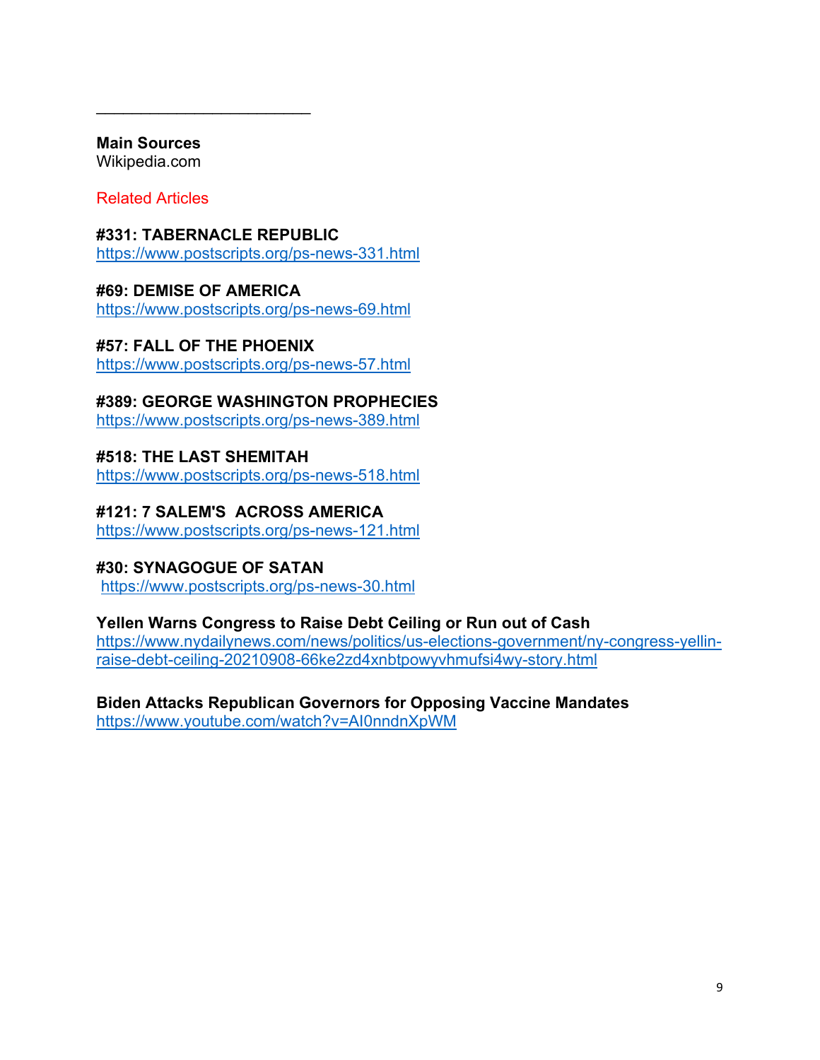________________________

**Main Sources**
Wikipedia.com

Related Articles

**#331: TABERNACLE REPUBLIC**
https://www.postscripts.org/ps-news-331.html

**#69: DEMISE OF AMERICA**
https://www.postscripts.org/ps-news-69.html

**#57: FALL OF THE PHOENIX**
https://www.postscripts.org/ps-news-57.html

**#389: GEORGE WASHINGTON PROPHECIES**
https://www.postscripts.org/ps-news-389.html

**#518: THE LAST SHEMITAH**
https://www.postscripts.org/ps-news-518.html

**#121: 7 SALEM'S ACROSS AMERICA**
https://www.postscripts.org/ps-news-121.html

**#30: SYNAGOGUE OF SATAN**
https://www.postscripts.org/ps-news-30.html

**Yellen Warns Congress to Raise Debt Ceiling or Run out of Cash**
https://www.nydailynews.com/news/politics/us-elections-government/ny-congress-yellin-raise-debt-ceiling-20210908-66ke2zd4xnbtpowyvhmufsi4wy-story.html

**Biden Attacks Republican Governors for Opposing Vaccine Mandates**
https://www.youtube.com/watch?v=AI0nndnXpWM